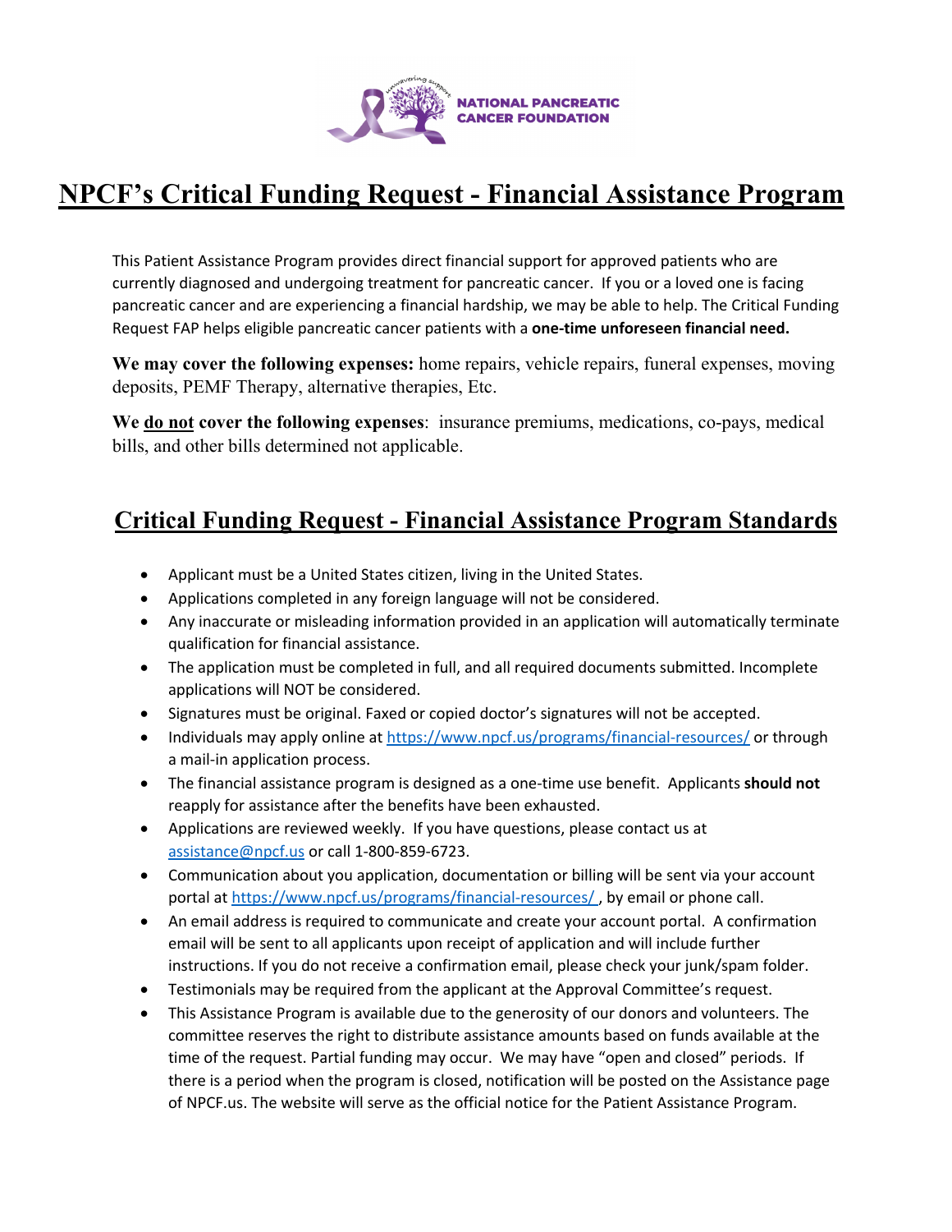NATIONAL PANCREATIC CANCER FOUNDATION

# NPCF's Critical Funding Request - Financial Assistance Program

This Patient Assistance Program provides direct financial support for approved patients who are currently diagnosed and undergoing treatment for pancreatic cancer. If you or a loved one is facing pancreatic cancer and are experiencing a financial hardship, we may be able to help. The Critical Funding Request FAP helps eligible pancreatic cancer patients with a **one-time unforeseen financial need.**

**We may cover the following expenses:** home repairs, vehicle repairs, funeral expenses, moving deposits, PEMF Therapy, alternative therapies, Etc.

**We do not cover the following expenses**: insurance premiums, medications, co-pays, medical bills, and other bills determined not applicable.

## Critical Funding Request - Financial Assistance Program Standards

- Applicant must be a United States citizen, living in the United States.
- Applications completed in any foreign language will not be considered.
- Any inaccurate or misleading information provided in an application will automatically terminate qualification for financial assistance.
- The application must be completed in full, and all required documents submitted. Incomplete applications will NOT be considered.
- Signatures must be original. Faxed or copied doctor's signatures will not be accepted.
- Individuals may apply online at https://www.npcf.us/programs/financial-resources/ or through a mail-in application process.
- The financial assistance program is designed as a one-time use benefit. Applicants **should not** reapply for assistance after the benefits have been exhausted.
- Applications are reviewed weekly. If you have questions, please contact us at assistance@npcf.us or call 1-800-859-6723.
- Communication about you application, documentation or billing will be sent via your account portal at https://www.npcf.us/programs/financial-resources/ , by email or phone call.
- An email address is required to communicate and create your account portal. A confirmation email will be sent to all applicants upon receipt of application and will include further instructions. If you do not receive a confirmation email, please check your junk/spam folder.
- Testimonials may be required from the applicant at the Approval Committee's request.
- This Assistance Program is available due to the generosity of our donors and volunteers. The committee reserves the right to distribute assistance amounts based on funds available at the time of the request. Partial funding may occur. We may have "open and closed" periods. If there is a period when the program is closed, notification will be posted on the Assistance page of NPCF.us. The website will serve as the official notice for the Patient Assistance Program.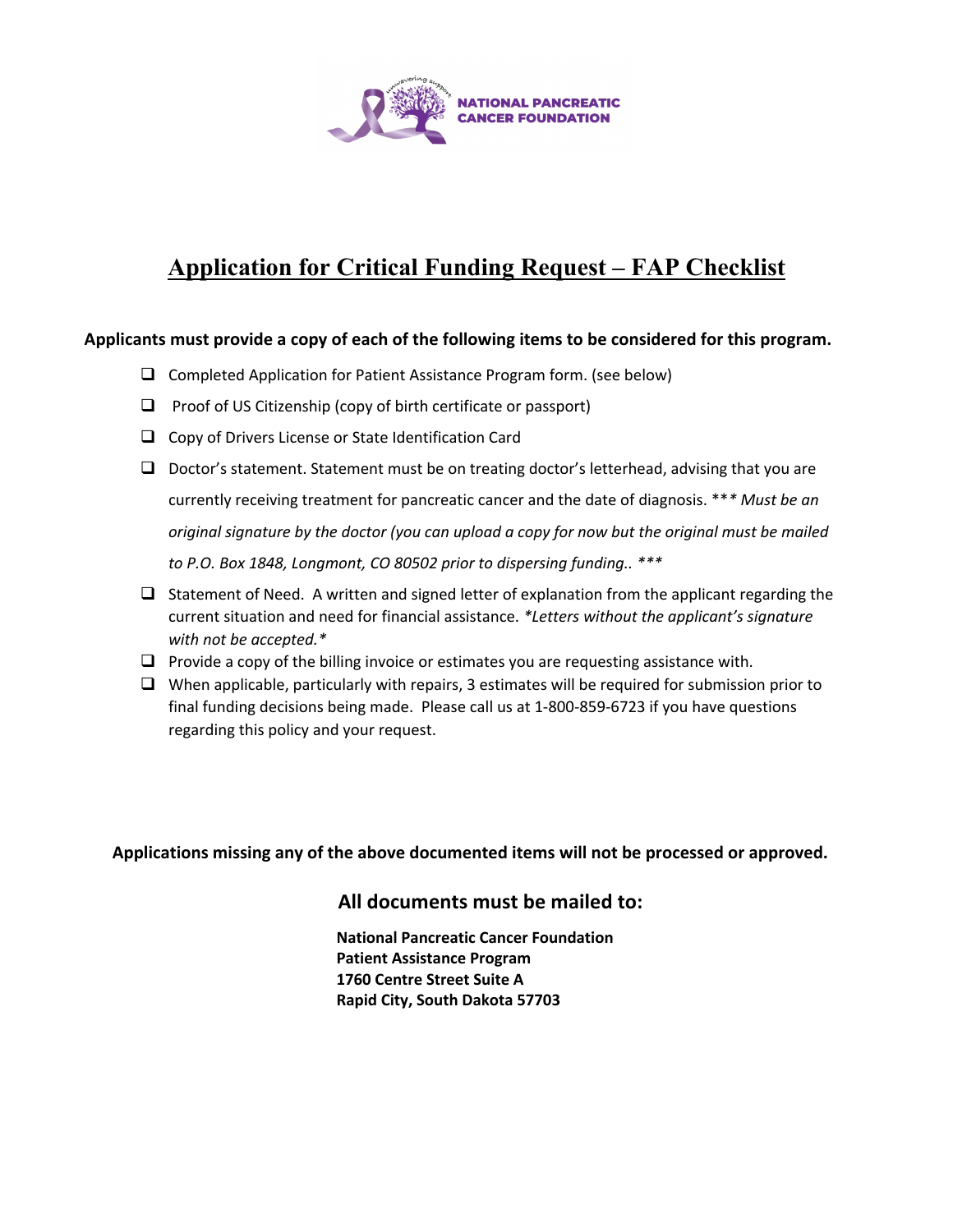NATIONAL PANCREATIC CANCER FOUNDATION

# Application for Critical Funding Request – FAP Checklist

**Applicants must provide a copy of each of the following items to be considered for this program.**

- ☐ Completed Application for Patient Assistance Program form. (see below)
- ☐ Proof of US Citizenship (copy of birth certificate or passport)
- ☐ Copy of Drivers License or State Identification Card
- ☐ Doctor's statement. Statement must be on treating doctor's letterhead, advising that you are currently receiving treatment for pancreatic cancer and the date of diagnosis. *\*\*\* Must be an original signature by the doctor (you can upload a copy for now but the original must be mailed to P.O. Box 1848, Longmont, CO 80502 prior to dispersing funding.. \*\*\**
- ☐ Statement of Need. A written and signed letter of explanation from the applicant regarding the current situation and need for financial assistance. *\*Letters without the applicant's signature with not be accepted.\**
- ☐ Provide a copy of the billing invoice or estimates you are requesting assistance with.
- ☐ When applicable, particularly with repairs, 3 estimates will be required for submission prior to final funding decisions being made. Please call us at 1-800-859-6723 if you have questions regarding this policy and your request.

**Applications missing any of the above documented items will not be processed or approved.**

## All documents must be mailed to:

**National Pancreatic Cancer Foundation**
**Patient Assistance Program**
**1760 Centre Street Suite A**
**Rapid City, South Dakota 57703**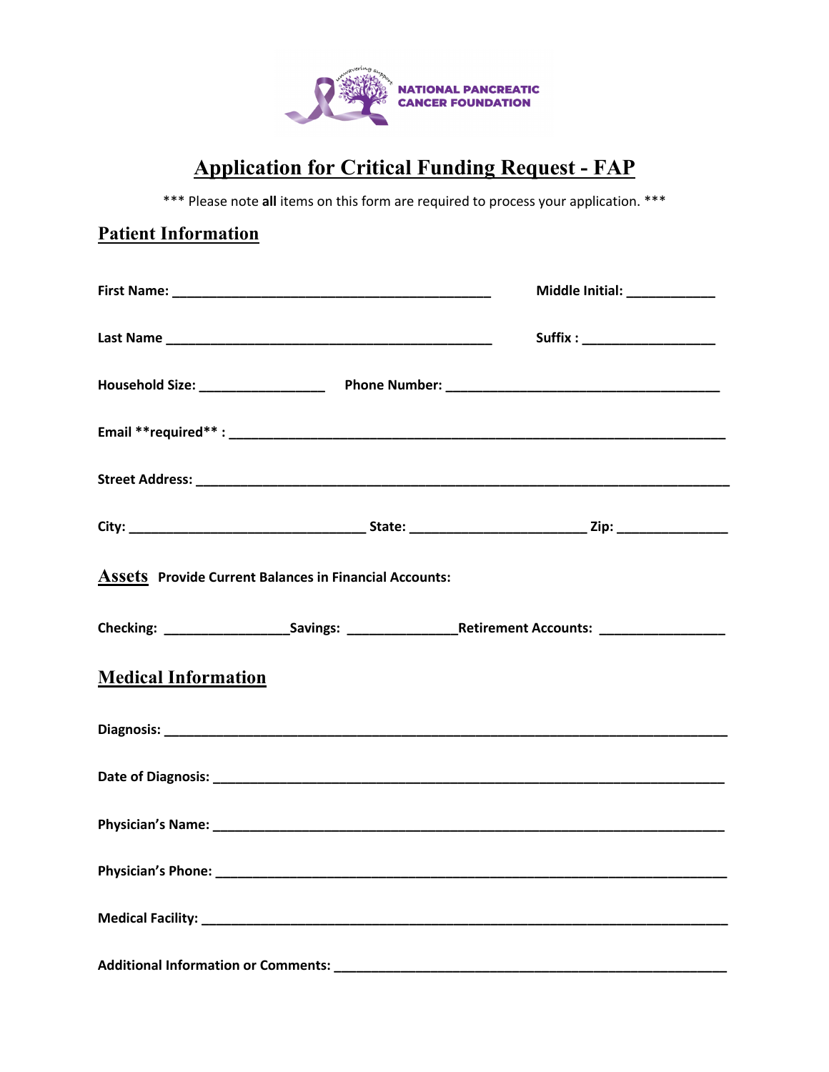NATIONAL PANCREATIC CANCER FOUNDATION

# Application for Critical Funding Request - FAP

*** Please note **all** items on this form are required to process your application. ***

## Patient Information

**First Name:** _____________________________________________ **Middle Initial:** ____________

**Last Name** _____________________________________________ **Suffix :** __________________

**Household Size:** _________________ **Phone Number:** ______________________________________

**Email **required** :** ______________________________________________________________________

**Street Address:** ___________________________________________________________________________

**City:** ________________________________ **State:** _______________________ **Zip:** _______________

## Assets

**Provide Current Balances in Financial Accounts:**

**Checking:** _________________ **Savings:** _______________ **Retirement Accounts:** _________________

## Medical Information

**Diagnosis:** ________________________________________________________________________________

**Date of Diagnosis:** _________________________________________________________________________

**Physician's Name:** _________________________________________________________________________

**Physician's Phone:** ________________________________________________________________________

**Medical Facility:** __________________________________________________________________________

**Additional Information or Comments:** _______________________________________________________